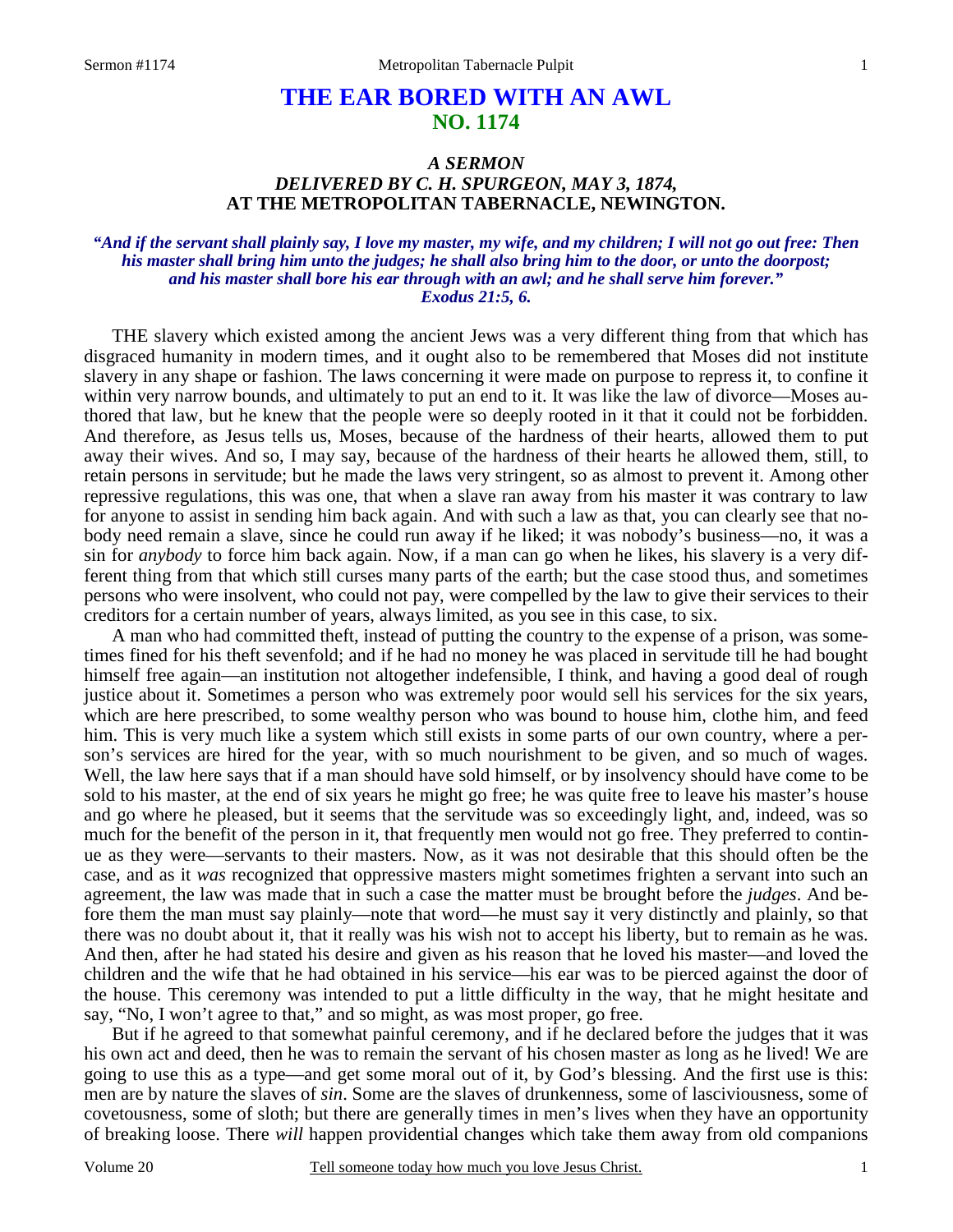# THE EAR BORED WITH AN AWL
## NO. 1174

### *A SERMON*
### *DELIVERED BY C. H. SPURGEON, MAY 3, 1874,*
### AT THE METROPOLITAN TABERNACLE, NEWINGTON.

***"And if the servant shall plainly say, I love my master, my wife, and my children; I will not go out free: Then his master shall bring him unto the judges; he shall also bring him to the door, or unto the doorpost; and his master shall bore his ear through with an awl; and he shall serve him forever." Exodus 21:5, 6.***

THE slavery which existed among the ancient Jews was a very different thing from that which has disgraced humanity in modern times, and it ought also to be remembered that Moses did not institute slavery in any shape or fashion. The laws concerning it were made on purpose to repress it, to confine it within very narrow bounds, and ultimately to put an end to it. It was like the law of divorce—Moses authored that law, but he knew that the people were so deeply rooted in it that it could not be forbidden. And therefore, as Jesus tells us, Moses, because of the hardness of their hearts, allowed them to put away their wives. And so, I may say, because of the hardness of their hearts he allowed them, still, to retain persons in servitude; but he made the laws very stringent, so as almost to prevent it. Among other repressive regulations, this was one, that when a slave ran away from his master it was contrary to law for anyone to assist in sending him back again. And with such a law as that, you can clearly see that nobody need remain a slave, since he could run away if he liked; it was nobody's business—no, it was a sin for *anybody* to force him back again. Now, if a man can go when he likes, his slavery is a very different thing from that which still curses many parts of the earth; but the case stood thus, and sometimes persons who were insolvent, who could not pay, were compelled by the law to give their services to their creditors for a certain number of years, always limited, as you see in this case, to six.

A man who had committed theft, instead of putting the country to the expense of a prison, was sometimes fined for his theft sevenfold; and if he had no money he was placed in servitude till he had bought himself free again—an institution not altogether indefensible, I think, and having a good deal of rough justice about it. Sometimes a person who was extremely poor would sell his services for the six years, which are here prescribed, to some wealthy person who was bound to house him, clothe him, and feed him. This is very much like a system which still exists in some parts of our own country, where a person's services are hired for the year, with so much nourishment to be given, and so much of wages. Well, the law here says that if a man should have sold himself, or by insolvency should have come to be sold to his master, at the end of six years he might go free; he was quite free to leave his master's house and go where he pleased, but it seems that the servitude was so exceedingly light, and, indeed, was so much for the benefit of the person in it, that frequently men would not go free. They preferred to continue as they were—servants to their masters. Now, as it was not desirable that this should often be the case, and as it *was* recognized that oppressive masters might sometimes frighten a servant into such an agreement, the law was made that in such a case the matter must be brought before the *judges*. And before them the man must say plainly—note that word—he must say it very distinctly and plainly, so that there was no doubt about it, that it really was his wish not to accept his liberty, but to remain as he was. And then, after he had stated his desire and given as his reason that he loved his master—and loved the children and the wife that he had obtained in his service—his ear was to be pierced against the door of the house. This ceremony was intended to put a little difficulty in the way, that he might hesitate and say, "No, I won't agree to that," and so might, as was most proper, go free.

But if he agreed to that somewhat painful ceremony, and if he declared before the judges that it was his own act and deed, then he was to remain the servant of his chosen master as long as he lived! We are going to use this as a type—and get some moral out of it, by God's blessing. And the first use is this: men are by nature the slaves of *sin*. Some are the slaves of drunkenness, some of lasciviousness, some of covetousness, some of sloth; but there are generally times in men's lives when they have an opportunity of breaking loose. There *will* happen providential changes which take them away from old companions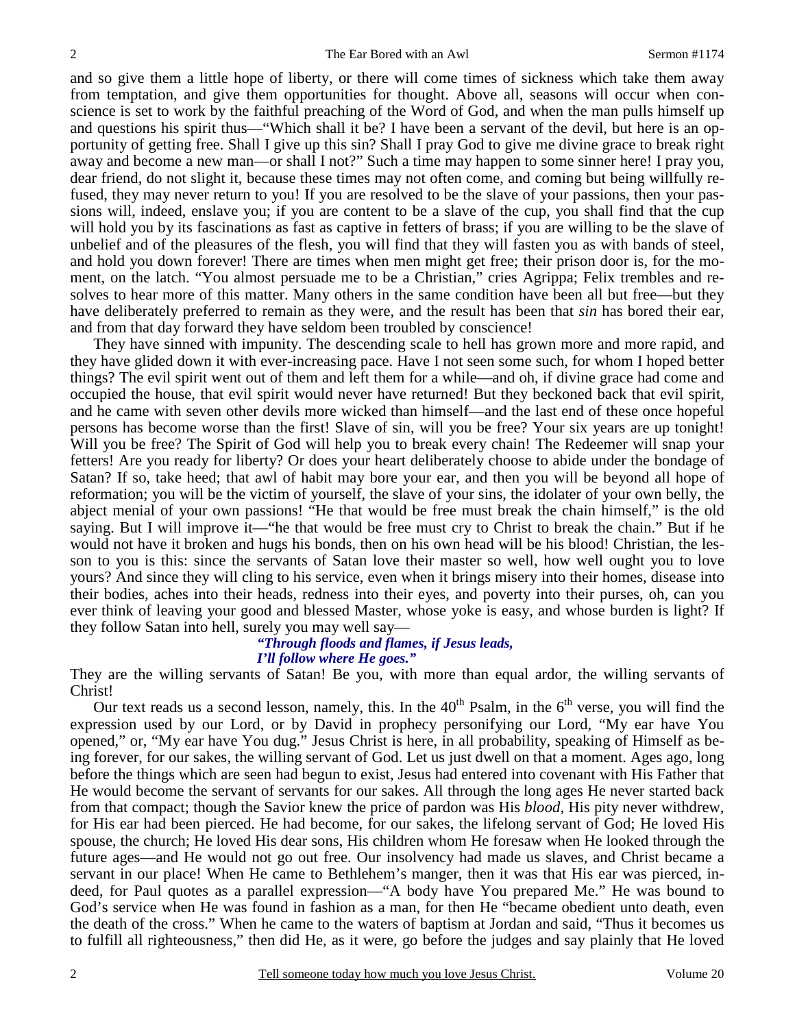and so give them a little hope of liberty, or there will come times of sickness which take them away from temptation, and give them opportunities for thought. Above all, seasons will occur when conscience is set to work by the faithful preaching of the Word of God, and when the man pulls himself up and questions his spirit thus—"Which shall it be? I have been a servant of the devil, but here is an opportunity of getting free. Shall I give up this sin? Shall I pray God to give me divine grace to break right away and become a new man—or shall I not?" Such a time may happen to some sinner here! I pray you, dear friend, do not slight it, because these times may not often come, and coming but being willfully refused, they may never return to you! If you are resolved to be the slave of your passions, then your passions will, indeed, enslave you; if you are content to be a slave of the cup, you shall find that the cup will hold you by its fascinations as fast as captive in fetters of brass; if you are willing to be the slave of unbelief and of the pleasures of the flesh, you will find that they will fasten you as with bands of steel, and hold you down forever! There are times when men might get free; their prison door is, for the moment, on the latch. "You almost persuade me to be a Christian," cries Agrippa; Felix trembles and resolves to hear more of this matter. Many others in the same condition have been all but free—but they have deliberately preferred to remain as they were, and the result has been that *sin* has bored their ear, and from that day forward they have seldom been troubled by conscience!

They have sinned with impunity. The descending scale to hell has grown more and more rapid, and they have glided down it with ever-increasing pace. Have I not seen some such, for whom I hoped better things? The evil spirit went out of them and left them for a while—and oh, if divine grace had come and occupied the house, that evil spirit would never have returned! But they beckoned back that evil spirit, and he came with seven other devils more wicked than himself—and the last end of these once hopeful persons has become worse than the first! Slave of sin, will you be free? Your six years are up tonight! Will you be free? The Spirit of God will help you to break every chain! The Redeemer will snap your fetters! Are you ready for liberty? Or does your heart deliberately choose to abide under the bondage of Satan? If so, take heed; that awl of habit may bore your ear, and then you will be beyond all hope of reformation; you will be the victim of yourself, the slave of your sins, the idolater of your own belly, the abject menial of your own passions! "He that would be free must break the chain himself," is the old saying. But I will improve it—"he that would be free must cry to Christ to break the chain." But if he would not have it broken and hugs his bonds, then on his own head will be his blood! Christian, the lesson to you is this: since the servants of Satan love their master so well, how well ought you to love yours? And since they will cling to his service, even when it brings misery into their homes, disease into their bodies, aches into their heads, redness into their eyes, and poverty into their purses, oh, can you ever think of leaving your good and blessed Master, whose yoke is easy, and whose burden is light? If they follow Satan into hell, surely you may well say—

> ***"Through floods and flames, if Jesus leads,***
> ***I'll follow where He goes."***

They are the willing servants of Satan! Be you, with more than equal ardor, the willing servants of Christ!

Our text reads us a second lesson, namely, this. In the 40th Psalm, in the 6th verse, you will find the expression used by our Lord, or by David in prophecy personifying our Lord, "My ear have You opened," or, "My ear have You dug." Jesus Christ is here, in all probability, speaking of Himself as being forever, for our sakes, the willing servant of God. Let us just dwell on that a moment. Ages ago, long before the things which are seen had begun to exist, Jesus had entered into covenant with His Father that He would become the servant of servants for our sakes. All through the long ages He never started back from that compact; though the Savior knew the price of pardon was His *blood*, His pity never withdrew, for His ear had been pierced. He had become, for our sakes, the lifelong servant of God; He loved His spouse, the church; He loved His dear sons, His children whom He foresaw when He looked through the future ages—and He would not go out free. Our insolvency had made us slaves, and Christ became a servant in our place! When He came to Bethlehem's manger, then it was that His ear was pierced, indeed, for Paul quotes as a parallel expression—"A body have You prepared Me." He was bound to God's service when He was found in fashion as a man, for then He "became obedient unto death, even the death of the cross." When he came to the waters of baptism at Jordan and said, "Thus it becomes us to fulfill all righteousness," then did He, as it were, go before the judges and say plainly that He loved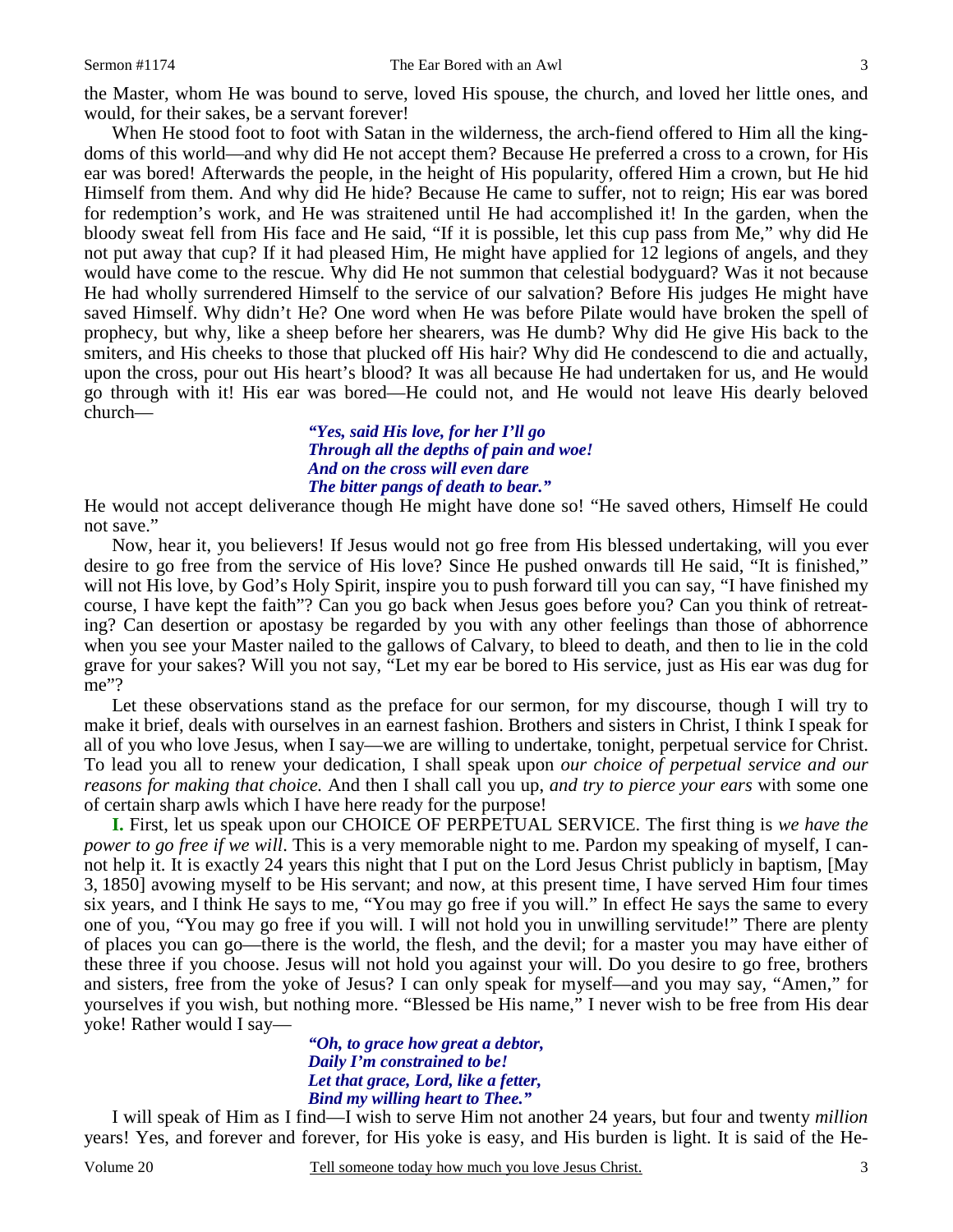the Master, whom He was bound to serve, loved His spouse, the church, and loved her little ones, and would, for their sakes, be a servant forever!

When He stood foot to foot with Satan in the wilderness, the arch-fiend offered to Him all the kingdoms of this world—and why did He not accept them? Because He preferred a cross to a crown, for His ear was bored! Afterwards the people, in the height of His popularity, offered Him a crown, but He hid Himself from them. And why did He hide? Because He came to suffer, not to reign; His ear was bored for redemption's work, and He was straitened until He had accomplished it! In the garden, when the bloody sweat fell from His face and He said, "If it is possible, let this cup pass from Me," why did He not put away that cup? If it had pleased Him, He might have applied for 12 legions of angels, and they would have come to the rescue. Why did He not summon that celestial bodyguard? Was it not because He had wholly surrendered Himself to the service of our salvation? Before His judges He might have saved Himself. Why didn't He? One word when He was before Pilate would have broken the spell of prophecy, but why, like a sheep before her shearers, was He dumb? Why did He give His back to the smiters, and His cheeks to those that plucked off His hair? Why did He condescend to die and actually, upon the cross, pour out His heart's blood? It was all because He had undertaken for us, and He would go through with it! His ear was bored—He could not, and He would not leave His dearly beloved church—

> ***"Yes, said His love, for her I'll go***
> ***Through all the depths of pain and woe!***
> ***And on the cross will even dare***
> ***The bitter pangs of death to bear."***

He would not accept deliverance though He might have done so! "He saved others, Himself He could not save."

Now, hear it, you believers! If Jesus would not go free from His blessed undertaking, will you ever desire to go free from the service of His love? Since He pushed onwards till He said, "It is finished," will not His love, by God's Holy Spirit, inspire you to push forward till you can say, "I have finished my course, I have kept the faith"? Can you go back when Jesus goes before you? Can you think of retreating? Can desertion or apostasy be regarded by you with any other feelings than those of abhorrence when you see your Master nailed to the gallows of Calvary, to bleed to death, and then to lie in the cold grave for your sakes? Will you not say, "Let my ear be bored to His service, just as His ear was dug for me"?

Let these observations stand as the preface for our sermon, for my discourse, though I will try to make it brief, deals with ourselves in an earnest fashion. Brothers and sisters in Christ, I think I speak for all of you who love Jesus, when I say—we are willing to undertake, tonight, perpetual service for Christ. To lead you all to renew your dedication, I shall speak upon *our choice of perpetual service and our reasons for making that choice.* And then I shall call you up, *and try to pierce your ears* with some one of certain sharp awls which I have here ready for the purpose!

**I.** First, let us speak upon our CHOICE OF PERPETUAL SERVICE. The first thing is *we have the power to go free if we will*. This is a very memorable night to me. Pardon my speaking of myself, I cannot help it. It is exactly 24 years this night that I put on the Lord Jesus Christ publicly in baptism, [May 3, 1850] avowing myself to be His servant; and now, at this present time, I have served Him four times six years, and I think He says to me, "You may go free if you will." In effect He says the same to every one of you, "You may go free if you will. I will not hold you in unwilling servitude!" There are plenty of places you can go—there is the world, the flesh, and the devil; for a master you may have either of these three if you choose. Jesus will not hold you against your will. Do you desire to go free, brothers and sisters, free from the yoke of Jesus? I can only speak for myself—and you may say, "Amen," for yourselves if you wish, but nothing more. "Blessed be His name," I never wish to be free from His dear yoke! Rather would I say—

> ***"Oh, to grace how great a debtor,***
> ***Daily I'm constrained to be!***
> ***Let that grace, Lord, like a fetter,***
> ***Bind my willing heart to Thee."***

I will speak of Him as I find—I wish to serve Him not another 24 years, but four and twenty *million* years! Yes, and forever and forever, for His yoke is easy, and His burden is light. It is said of the He-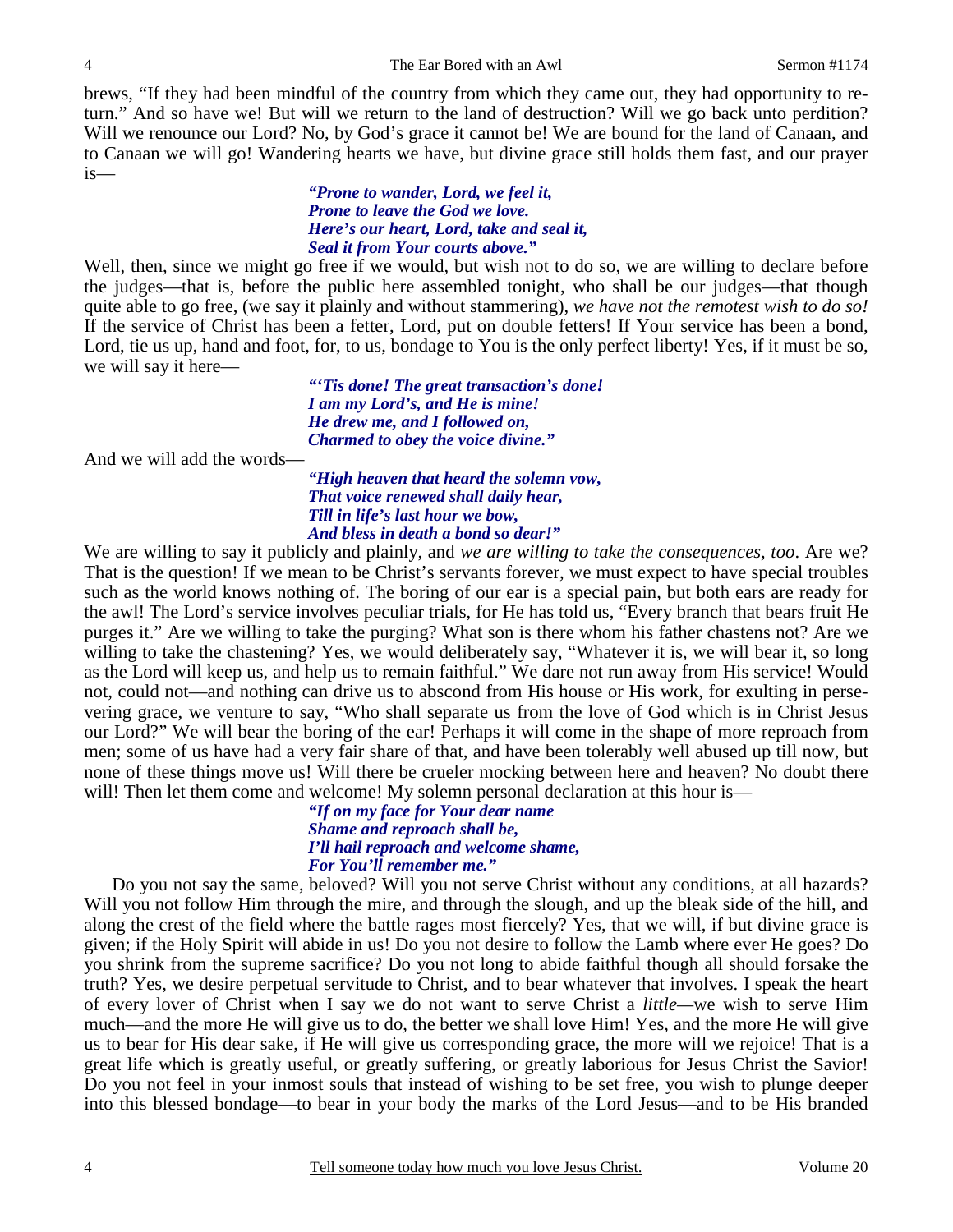brews, "If they had been mindful of the country from which they came out, they had opportunity to return." And so have we! But will we return to the land of destruction? Will we go back unto perdition? Will we renounce our Lord? No, by God's grace it cannot be! We are bound for the land of Canaan, and to Canaan we will go! Wandering hearts we have, but divine grace still holds them fast, and our prayer is—

> ***"Prone to wander, Lord, we feel it,***
> ***Prone to leave the God we love.***
> ***Here's our heart, Lord, take and seal it,***
> ***Seal it from Your courts above."***

Well, then, since we might go free if we would, but wish not to do so, we are willing to declare before the judges—that is, before the public here assembled tonight, who shall be our judges—that though quite able to go free, (we say it plainly and without stammering), *we have not the remotest wish to do so!* If the service of Christ has been a fetter, Lord, put on double fetters! If Your service has been a bond, Lord, tie us up, hand and foot, for, to us, bondage to You is the only perfect liberty! Yes, if it must be so, we will say it here—

> ***"'Tis done! The great transaction's done!***
> ***I am my Lord's, and He is mine!***
> ***He drew me, and I followed on,***
> ***Charmed to obey the voice divine."***

And we will add the words—

> ***"High heaven that heard the solemn vow,***
> ***That voice renewed shall daily hear,***
> ***Till in life's last hour we bow,***
> ***And bless in death a bond so dear!"***

We are willing to say it publicly and plainly, and *we are willing to take the consequences, too*. Are we? That is the question! If we mean to be Christ's servants forever, we must expect to have special troubles such as the world knows nothing of. The boring of our ear is a special pain, but both ears are ready for the awl! The Lord's service involves peculiar trials, for He has told us, "Every branch that bears fruit He purges it." Are we willing to take the purging? What son is there whom his father chastens not? Are we willing to take the chastening? Yes, we would deliberately say, "Whatever it is, we will bear it, so long as the Lord will keep us, and help us to remain faithful." We dare not run away from His service! Would not, could not—and nothing can drive us to abscond from His house or His work, for exulting in persevering grace, we venture to say, "Who shall separate us from the love of God which is in Christ Jesus our Lord?" We will bear the boring of the ear! Perhaps it will come in the shape of more reproach from men; some of us have had a very fair share of that, and have been tolerably well abused up till now, but none of these things move us! Will there be crueler mocking between here and heaven? No doubt there will! Then let them come and welcome! My solemn personal declaration at this hour is—

> ***"If on my face for Your dear name***
> ***Shame and reproach shall be,***
> ***I'll hail reproach and welcome shame,***
> ***For You'll remember me."***

Do you not say the same, beloved? Will you not serve Christ without any conditions, at all hazards? Will you not follow Him through the mire, and through the slough, and up the bleak side of the hill, and along the crest of the field where the battle rages most fiercely? Yes, that we will, if but divine grace is given; if the Holy Spirit will abide in us! Do you not desire to follow the Lamb where ever He goes? Do you shrink from the supreme sacrifice? Do you not long to abide faithful though all should forsake the truth? Yes, we desire perpetual servitude to Christ, and to bear whatever that involves. I speak the heart of every lover of Christ when I say we do not want to serve Christ a *little*—we wish to serve Him much—and the more He will give us to do, the better we shall love Him! Yes, and the more He will give us to bear for His dear sake, if He will give us corresponding grace, the more will we rejoice! That is a great life which is greatly useful, or greatly suffering, or greatly laborious for Jesus Christ the Savior! Do you not feel in your inmost souls that instead of wishing to be set free, you wish to plunge deeper into this blessed bondage—to bear in your body the marks of the Lord Jesus—and to be His branded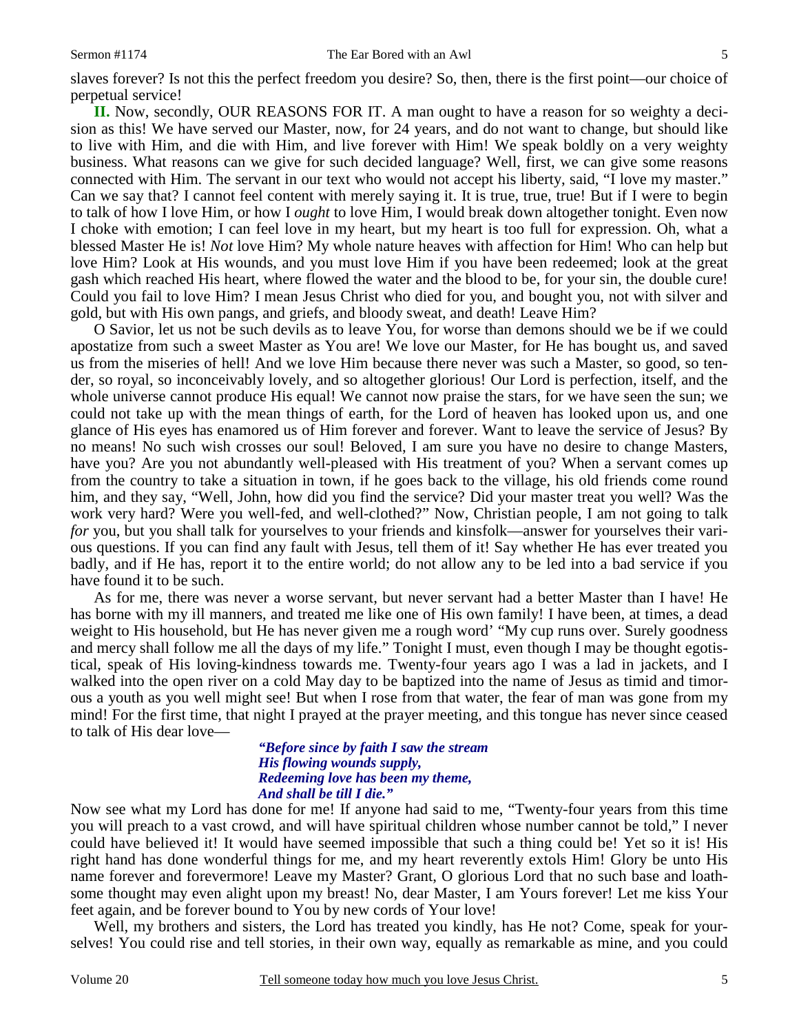slaves forever? Is not this the perfect freedom you desire? So, then, there is the first point—our choice of perpetual service!

**II.** Now, secondly, OUR REASONS FOR IT. A man ought to have a reason for so weighty a decision as this! We have served our Master, now, for 24 years, and do not want to change, but should like to live with Him, and die with Him, and live forever with Him! We speak boldly on a very weighty business. What reasons can we give for such decided language? Well, first, we can give some reasons connected with Him. The servant in our text who would not accept his liberty, said, "I love my master." Can we say that? I cannot feel content with merely saying it. It is true, true, true! But if I were to begin to talk of how I love Him, or how I *ought* to love Him, I would break down altogether tonight. Even now I choke with emotion; I can feel love in my heart, but my heart is too full for expression. Oh, what a blessed Master He is! *Not* love Him? My whole nature heaves with affection for Him! Who can help but love Him? Look at His wounds, and you must love Him if you have been redeemed; look at the great gash which reached His heart, where flowed the water and the blood to be, for your sin, the double cure! Could you fail to love Him? I mean Jesus Christ who died for you, and bought you, not with silver and gold, but with His own pangs, and griefs, and bloody sweat, and death! Leave Him?

O Savior, let us not be such devils as to leave You, for worse than demons should we be if we could apostatize from such a sweet Master as You are! We love our Master, for He has bought us, and saved us from the miseries of hell! And we love Him because there never was such a Master, so good, so tender, so royal, so inconceivably lovely, and so altogether glorious! Our Lord is perfection, itself, and the whole universe cannot produce His equal! We cannot now praise the stars, for we have seen the sun; we could not take up with the mean things of earth, for the Lord of heaven has looked upon us, and one glance of His eyes has enamored us of Him forever and forever. Want to leave the service of Jesus? By no means! No such wish crosses our soul! Beloved, I am sure you have no desire to change Masters, have you? Are you not abundantly well-pleased with His treatment of you? When a servant comes up from the country to take a situation in town, if he goes back to the village, his old friends come round him, and they say, "Well, John, how did you find the service? Did your master treat you well? Was the work very hard? Were you well-fed, and well-clothed?" Now, Christian people, I am not going to talk *for* you, but you shall talk for yourselves to your friends and kinsfolk—answer for yourselves their various questions. If you can find any fault with Jesus, tell them of it! Say whether He has ever treated you badly, and if He has, report it to the entire world; do not allow any to be led into a bad service if you have found it to be such.

As for me, there was never a worse servant, but never servant had a better Master than I have! He has borne with my ill manners, and treated me like one of His own family! I have been, at times, a dead weight to His household, but He has never given me a rough word' "My cup runs over. Surely goodness and mercy shall follow me all the days of my life." Tonight I must, even though I may be thought egotistical, speak of His loving-kindness towards me. Twenty-four years ago I was a lad in jackets, and I walked into the open river on a cold May day to be baptized into the name of Jesus as timid and timorous a youth as you well might see! But when I rose from that water, the fear of man was gone from my mind! For the first time, that night I prayed at the prayer meeting, and this tongue has never since ceased to talk of His dear love—

> ***"Before since by faith I saw the stream
> His flowing wounds supply,
> Redeeming love has been my theme,
> And shall be till I die."***

Now see what my Lord has done for me! If anyone had said to me, "Twenty-four years from this time you will preach to a vast crowd, and will have spiritual children whose number cannot be told," I never could have believed it! It would have seemed impossible that such a thing could be! Yet so it is! His right hand has done wonderful things for me, and my heart reverently extols Him! Glory be unto His name forever and forevermore! Leave my Master? Grant, O glorious Lord that no such base and loathsome thought may even alight upon my breast! No, dear Master, I am Yours forever! Let me kiss Your feet again, and be forever bound to You by new cords of Your love!

Well, my brothers and sisters, the Lord has treated you kindly, has He not? Come, speak for yourselves! You could rise and tell stories, in their own way, equally as remarkable as mine, and you could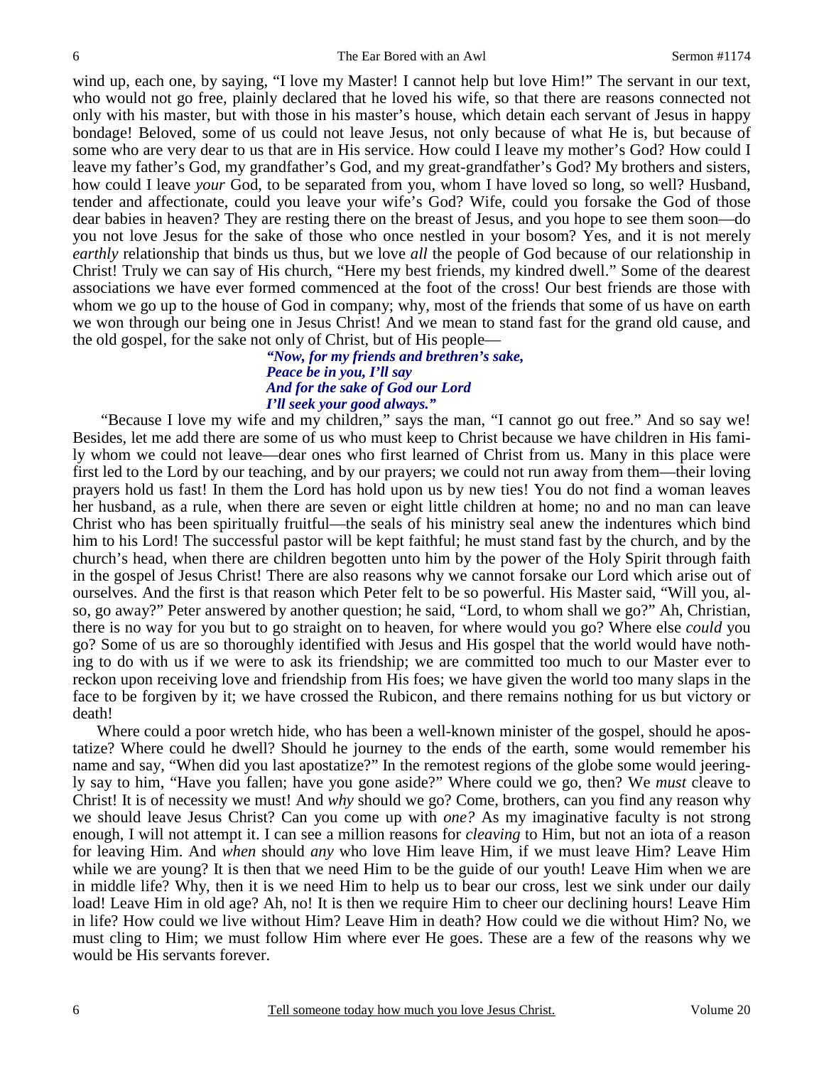wind up, each one, by saying, "I love my Master! I cannot help but love Him!" The servant in our text, who would not go free, plainly declared that he loved his wife, so that there are reasons connected not only with his master, but with those in his master's house, which detain each servant of Jesus in happy bondage! Beloved, some of us could not leave Jesus, not only because of what He is, but because of some who are very dear to us that are in His service. How could I leave my mother's God? How could I leave my father's God, my grandfather's God, and my great-grandfather's God? My brothers and sisters, how could I leave *your* God, to be separated from you, whom I have loved so long, so well? Husband, tender and affectionate, could you leave your wife's God? Wife, could you forsake the God of those dear babies in heaven? They are resting there on the breast of Jesus, and you hope to see them soon—do you not love Jesus for the sake of those who once nestled in your bosom? Yes, and it is not merely *earthly* relationship that binds us thus, but we love *all* the people of God because of our relationship in Christ! Truly we can say of His church, "Here my best friends, my kindred dwell." Some of the dearest associations we have ever formed commenced at the foot of the cross! Our best friends are those with whom we go up to the house of God in company; why, most of the friends that some of us have on earth we won through our being one in Jesus Christ! And we mean to stand fast for the grand old cause, and the old gospel, for the sake not only of Christ, but of His people—

> ***"Now, for my friends and brethren's sake,***
> ***Peace be in you, I'll say***
> ***And for the sake of God our Lord***
> ***I'll seek your good always."***

"Because I love my wife and my children," says the man, "I cannot go out free." And so say we! Besides, let me add there are some of us who must keep to Christ because we have children in His family whom we could not leave—dear ones who first learned of Christ from us. Many in this place were first led to the Lord by our teaching, and by our prayers; we could not run away from them—their loving prayers hold us fast! In them the Lord has hold upon us by new ties! You do not find a woman leaves her husband, as a rule, when there are seven or eight little children at home; no and no man can leave Christ who has been spiritually fruitful—the seals of his ministry seal anew the indentures which bind him to his Lord! The successful pastor will be kept faithful; he must stand fast by the church, and by the church's head, when there are children begotten unto him by the power of the Holy Spirit through faith in the gospel of Jesus Christ! There are also reasons why we cannot forsake our Lord which arise out of ourselves. And the first is that reason which Peter felt to be so powerful. His Master said, "Will you, also, go away?" Peter answered by another question; he said, "Lord, to whom shall we go?" Ah, Christian, there is no way for you but to go straight on to heaven, for where would you go? Where else *could* you go? Some of us are so thoroughly identified with Jesus and His gospel that the world would have nothing to do with us if we were to ask its friendship; we are committed too much to our Master ever to reckon upon receiving love and friendship from His foes; we have given the world too many slaps in the face to be forgiven by it; we have crossed the Rubicon, and there remains nothing for us but victory or death!

Where could a poor wretch hide, who has been a well-known minister of the gospel, should he apostatize? Where could he dwell? Should he journey to the ends of the earth, some would remember his name and say, "When did you last apostatize?" In the remotest regions of the globe some would jeeringly say to him, "Have you fallen; have you gone aside?" Where could we go, then? We *must* cleave to Christ! It is of necessity we must! And *why* should we go? Come, brothers, can you find any reason why we should leave Jesus Christ? Can you come up with *one?* As my imaginative faculty is not strong enough, I will not attempt it. I can see a million reasons for *cleaving* to Him, but not an iota of a reason for leaving Him. And *when* should *any* who love Him leave Him, if we must leave Him? Leave Him while we are young? It is then that we need Him to be the guide of our youth! Leave Him when we are in middle life? Why, then it is we need Him to help us to bear our cross, lest we sink under our daily load! Leave Him in old age? Ah, no! It is then we require Him to cheer our declining hours! Leave Him in life? How could we live without Him? Leave Him in death? How could we die without Him? No, we must cling to Him; we must follow Him where ever He goes. These are a few of the reasons why we would be His servants forever.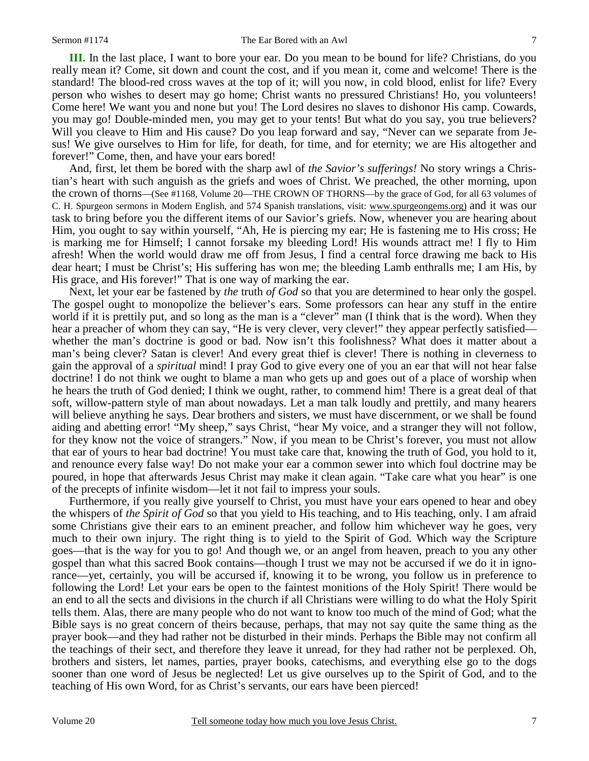**III.** In the last place, I want to bore your ear. Do you mean to be bound for life? Christians, do you really mean it? Come, sit down and count the cost, and if you mean it, come and welcome! There is the standard! The blood-red cross waves at the top of it; will you now, in cold blood, enlist for life? Every person who wishes to desert may go home; Christ wants no pressured Christians! Ho, you volunteers! Come here! We want you and none but you! The Lord desires no slaves to dishonor His camp. Cowards, you may go! Double-minded men, you may get to your tents! But what do you say, you true believers? Will you cleave to Him and His cause? Do you leap forward and say, "Never can we separate from Jesus! We give ourselves to Him for life, for death, for time, and for eternity; we are His altogether and forever!" Come, then, and have your ears bored!

And, first, let them be bored with the sharp awl of *the Savior's sufferings!* No story wrings a Christian's heart with such anguish as the griefs and woes of Christ. We preached, the other morning, upon the crown of thorns—(See #1168, Volume 20—THE CROWN OF THORNS—by the grace of God, for all 63 volumes of C. H. Spurgeon sermons in Modern English, and 574 Spanish translations, visit: www.spurgeongems.org) and it was our task to bring before you the different items of our Savior's griefs. Now, whenever you are hearing about Him, you ought to say within yourself, "Ah, He is piercing my ear; He is fastening me to His cross; He is marking me for Himself; I cannot forsake my bleeding Lord! His wounds attract me! I fly to Him afresh! When the world would draw me off from Jesus, I find a central force drawing me back to His dear heart; I must be Christ's; His suffering has won me; the bleeding Lamb enthralls me; I am His, by His grace, and His forever!" That is one way of marking the ear.

Next, let your ear be fastened by *the* truth *of God* so that you are determined to hear only the gospel. The gospel ought to monopolize the believer's ears. Some professors can hear any stuff in the entire world if it is prettily put, and so long as the man is a "clever" man (I think that is the word). When they hear a preacher of whom they can say, "He is very clever, very clever!" they appear perfectly satisfied—whether the man's doctrine is good or bad. Now isn't this foolishness? What does it matter about a man's being clever? Satan is clever! And every great thief is clever! There is nothing in cleverness to gain the approval of a *spiritual* mind! I pray God to give every one of you an ear that will not hear false doctrine! I do not think we ought to blame a man who gets up and goes out of a place of worship when he hears the truth of God denied; I think we ought, rather, to commend him! There is a great deal of that soft, willow-pattern style of man about nowadays. Let a man talk loudly and prettily, and many hearers will believe anything he says. Dear brothers and sisters, we must have discernment, or we shall be found aiding and abetting error! "My sheep," says Christ, "hear My voice, and a stranger they will not follow, for they know not the voice of strangers." Now, if you mean to be Christ's forever, you must not allow that ear of yours to hear bad doctrine! You must take care that, knowing the truth of God, you hold to it, and renounce every false way! Do not make your ear a common sewer into which foul doctrine may be poured, in hope that afterwards Jesus Christ may make it clean again. "Take care what you hear" is one of the precepts of infinite wisdom—let it not fail to impress your souls.

Furthermore, if you really give yourself to Christ, you must have your ears opened to hear and obey the whispers of *the Spirit of God* so that you yield to His teaching, and to His teaching, only. I am afraid some Christians give their ears to an eminent preacher, and follow him whichever way he goes, very much to their own injury. The right thing is to yield to the Spirit of God. Which way the Scripture goes—that is the way for you to go! And though we, or an angel from heaven, preach to you any other gospel than what this sacred Book contains—though I trust we may not be accursed if we do it in ignorance—yet, certainly, you will be accursed if, knowing it to be wrong, you follow us in preference to following the Lord! Let your ears be open to the faintest monitions of the Holy Spirit! There would be an end to all the sects and divisions in the church if all Christians were willing to do what the Holy Spirit tells them. Alas, there are many people who do not want to know too much of the mind of God; what the Bible says is no great concern of theirs because, perhaps, that may not say quite the same thing as the prayer book—and they had rather not be disturbed in their minds. Perhaps the Bible may not confirm all the teachings of their sect, and therefore they leave it unread, for they had rather not be perplexed. Oh, brothers and sisters, let names, parties, prayer books, catechisms, and everything else go to the dogs sooner than one word of Jesus be neglected! Let us give ourselves up to the Spirit of God, and to the teaching of His own Word, for as Christ's servants, our ears have been pierced!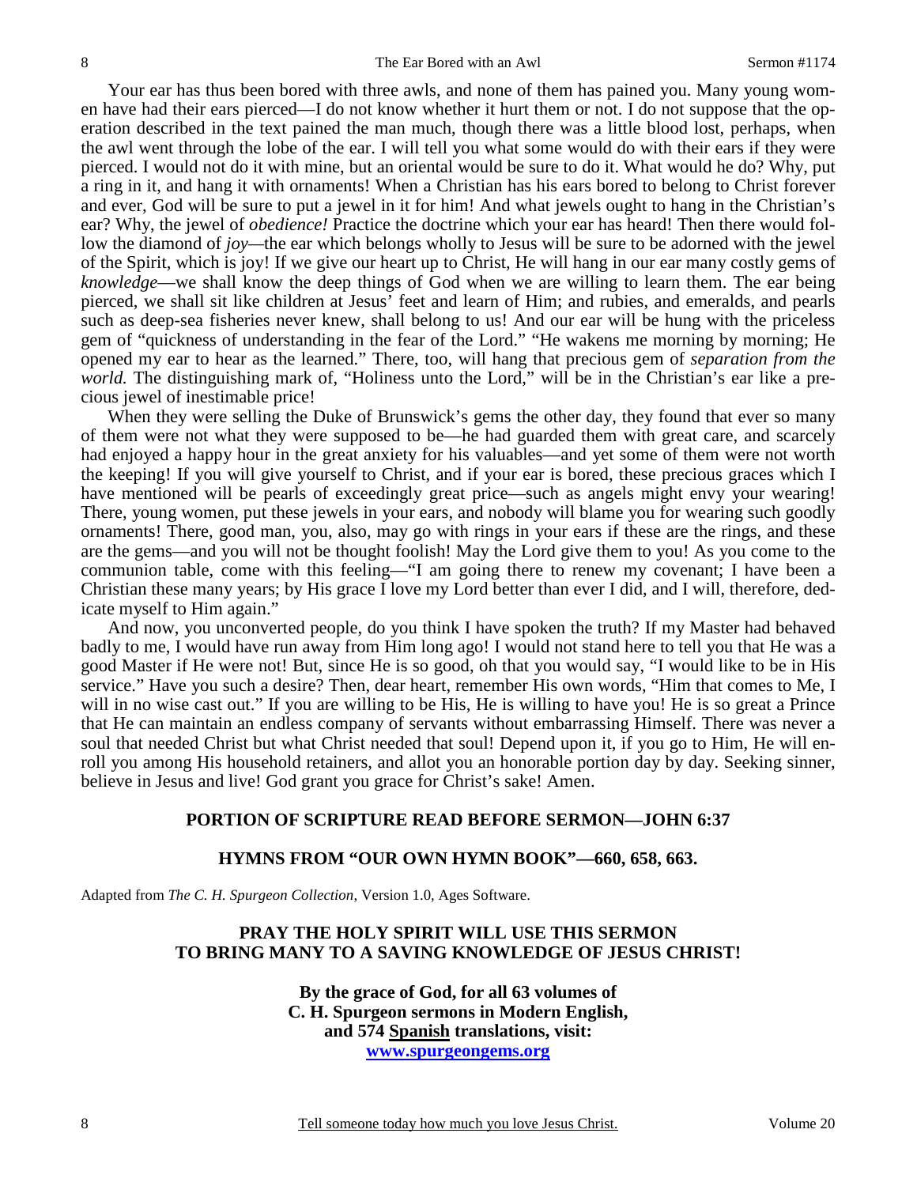Your ear has thus been bored with three awls, and none of them has pained you. Many young women have had their ears pierced—I do not know whether it hurt them or not. I do not suppose that the operation described in the text pained the man much, though there was a little blood lost, perhaps, when the awl went through the lobe of the ear. I will tell you what some would do with their ears if they were pierced. I would not do it with mine, but an oriental would be sure to do it. What would he do? Why, put a ring in it, and hang it with ornaments! When a Christian has his ears bored to belong to Christ forever and ever, God will be sure to put a jewel in it for him! And what jewels ought to hang in the Christian's ear? Why, the jewel of *obedience!* Practice the doctrine which your ear has heard! Then there would follow the diamond of *joy*—the ear which belongs wholly to Jesus will be sure to be adorned with the jewel of the Spirit, which is joy! If we give our heart up to Christ, He will hang in our ear many costly gems of *knowledge*—we shall know the deep things of God when we are willing to learn them. The ear being pierced, we shall sit like children at Jesus' feet and learn of Him; and rubies, and emeralds, and pearls such as deep-sea fisheries never knew, shall belong to us! And our ear will be hung with the priceless gem of "quickness of understanding in the fear of the Lord." "He wakens me morning by morning; He opened my ear to hear as the learned." There, too, will hang that precious gem of *separation from the world.* The distinguishing mark of, "Holiness unto the Lord," will be in the Christian's ear like a precious jewel of inestimable price!

When they were selling the Duke of Brunswick's gems the other day, they found that ever so many of them were not what they were supposed to be—he had guarded them with great care, and scarcely had enjoyed a happy hour in the great anxiety for his valuables—and yet some of them were not worth the keeping! If you will give yourself to Christ, and if your ear is bored, these precious graces which I have mentioned will be pearls of exceedingly great price—such as angels might envy your wearing! There, young women, put these jewels in your ears, and nobody will blame you for wearing such goodly ornaments! There, good man, you, also, may go with rings in your ears if these are the rings, and these are the gems—and you will not be thought foolish! May the Lord give them to you! As you come to the communion table, come with this feeling—"I am going there to renew my covenant; I have been a Christian these many years; by His grace I love my Lord better than ever I did, and I will, therefore, dedicate myself to Him again."

And now, you unconverted people, do you think I have spoken the truth? If my Master had behaved badly to me, I would have run away from Him long ago! I would not stand here to tell you that He was a good Master if He were not! But, since He is so good, oh that you would say, "I would like to be in His service." Have you such a desire? Then, dear heart, remember His own words, "Him that comes to Me, I will in no wise cast out." If you are willing to be His, He is willing to have you! He is so great a Prince that He can maintain an endless company of servants without embarrassing Himself. There was never a soul that needed Christ but what Christ needed that soul! Depend upon it, if you go to Him, He will enroll you among His household retainers, and allot you an honorable portion day by day. Seeking sinner, believe in Jesus and live! God grant you grace for Christ's sake! Amen.

**PORTION OF SCRIPTURE READ BEFORE SERMON—JOHN 6:37**

**HYMNS FROM "OUR OWN HYMN BOOK"—660, 658, 663.**

Adapted from *The C. H. Spurgeon Collection,* Version 1.0, Ages Software.

**PRAY THE HOLY SPIRIT WILL USE THIS SERMON TO BRING MANY TO A SAVING KNOWLEDGE OF JESUS CHRIST!**

**By the grace of God, for all 63 volumes of C. H. Spurgeon sermons in Modern English, and 574 Spanish translations, visit: www.spurgeongems.org**

Tell someone today how much you love Jesus Christ.